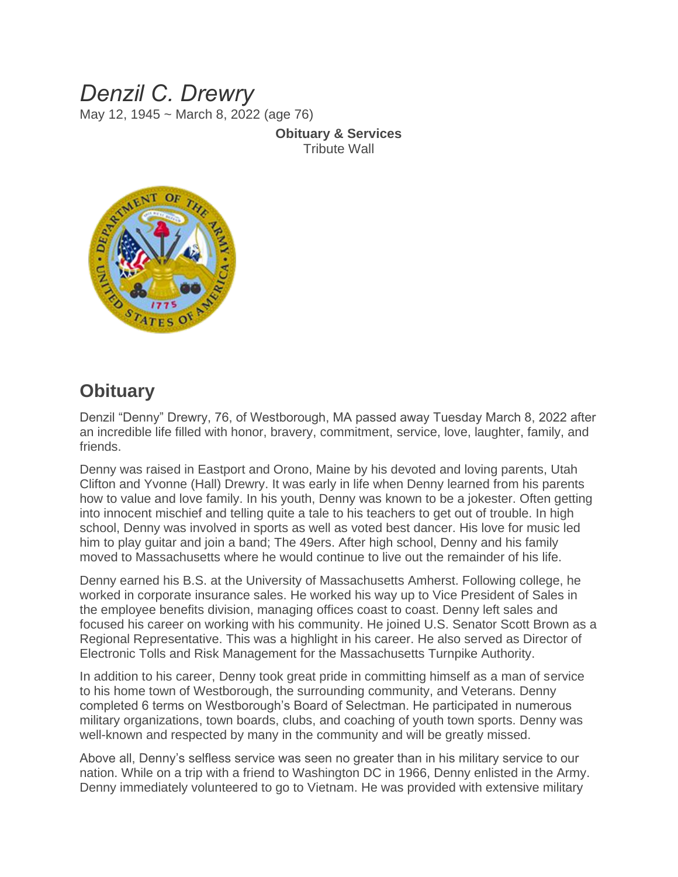# *Denzil C. Drewry*

May 12, 1945 ~ March 8, 2022 (age 76)

**Obituary & Services**
Tribute Wall

## Obituary

Denzil "Denny" Drewry, 76, of Westborough, MA passed away Tuesday March 8, 2022 after an incredible life filled with honor, bravery, commitment, service, love, laughter, family, and friends.

Denny was raised in Eastport and Orono, Maine by his devoted and loving parents, Utah Clifton and Yvonne (Hall) Drewry. It was early in life when Denny learned from his parents how to value and love family. In his youth, Denny was known to be a jokester. Often getting into innocent mischief and telling quite a tale to his teachers to get out of trouble. In high school, Denny was involved in sports as well as voted best dancer. His love for music led him to play guitar and join a band; The 49ers. After high school, Denny and his family moved to Massachusetts where he would continue to live out the remainder of his life.

Denny earned his B.S. at the University of Massachusetts Amherst. Following college, he worked in corporate insurance sales. He worked his way up to Vice President of Sales in the employee benefits division, managing offices coast to coast. Denny left sales and focused his career on working with his community. He joined U.S. Senator Scott Brown as a Regional Representative. This was a highlight in his career. He also served as Director of Electronic Tolls and Risk Management for the Massachusetts Turnpike Authority.

In addition to his career, Denny took great pride in committing himself as a man of service to his home town of Westborough, the surrounding community, and Veterans. Denny completed 6 terms on Westborough's Board of Selectman. He participated in numerous military organizations, town boards, clubs, and coaching of youth town sports. Denny was well-known and respected by many in the community and will be greatly missed.

Above all, Denny's selfless service was seen no greater than in his military service to our nation. While on a trip with a friend to Washington DC in 1966, Denny enlisted in the Army. Denny immediately volunteered to go to Vietnam. He was provided with extensive military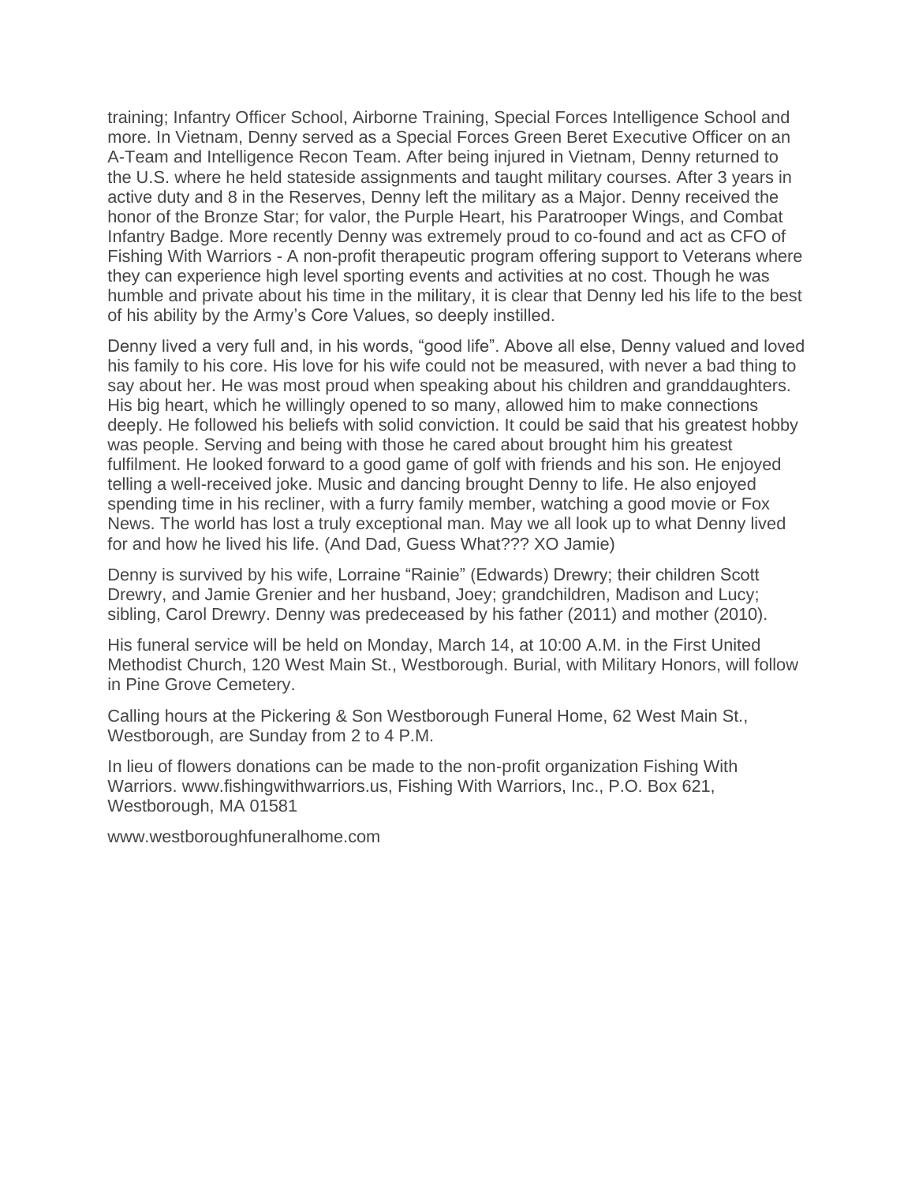training; Infantry Officer School, Airborne Training, Special Forces Intelligence School and more. In Vietnam, Denny served as a Special Forces Green Beret Executive Officer on an A-Team and Intelligence Recon Team. After being injured in Vietnam, Denny returned to the U.S. where he held stateside assignments and taught military courses. After 3 years in active duty and 8 in the Reserves, Denny left the military as a Major. Denny received the honor of the Bronze Star; for valor, the Purple Heart, his Paratrooper Wings, and Combat Infantry Badge. More recently Denny was extremely proud to co-found and act as CFO of Fishing With Warriors - A non-profit therapeutic program offering support to Veterans where they can experience high level sporting events and activities at no cost. Though he was humble and private about his time in the military, it is clear that Denny led his life to the best of his ability by the Army's Core Values, so deeply instilled.

Denny lived a very full and, in his words, "good life". Above all else, Denny valued and loved his family to his core. His love for his wife could not be measured, with never a bad thing to say about her. He was most proud when speaking about his children and granddaughters. His big heart, which he willingly opened to so many, allowed him to make connections deeply. He followed his beliefs with solid conviction. It could be said that his greatest hobby was people. Serving and being with those he cared about brought him his greatest fulfilment. He looked forward to a good game of golf with friends and his son. He enjoyed telling a well-received joke. Music and dancing brought Denny to life. He also enjoyed spending time in his recliner, with a furry family member, watching a good movie or Fox News. The world has lost a truly exceptional man. May we all look up to what Denny lived for and how he lived his life. (And Dad, Guess What??? XO Jamie)

Denny is survived by his wife, Lorraine "Rainie" (Edwards) Drewry; their children Scott Drewry, and Jamie Grenier and her husband, Joey; grandchildren, Madison and Lucy; sibling, Carol Drewry. Denny was predeceased by his father (2011) and mother (2010).

His funeral service will be held on Monday, March 14, at 10:00 A.M. in the First United Methodist Church, 120 West Main St., Westborough. Burial, with Military Honors, will follow in Pine Grove Cemetery.

Calling hours at the Pickering & Son Westborough Funeral Home, 62 West Main St., Westborough, are Sunday from 2 to 4 P.M.

In lieu of flowers donations can be made to the non-profit organization Fishing With Warriors. www.fishingwithwarriors.us, Fishing With Warriors, Inc., P.O. Box 621, Westborough, MA 01581

www.westboroughfuneralhome.com